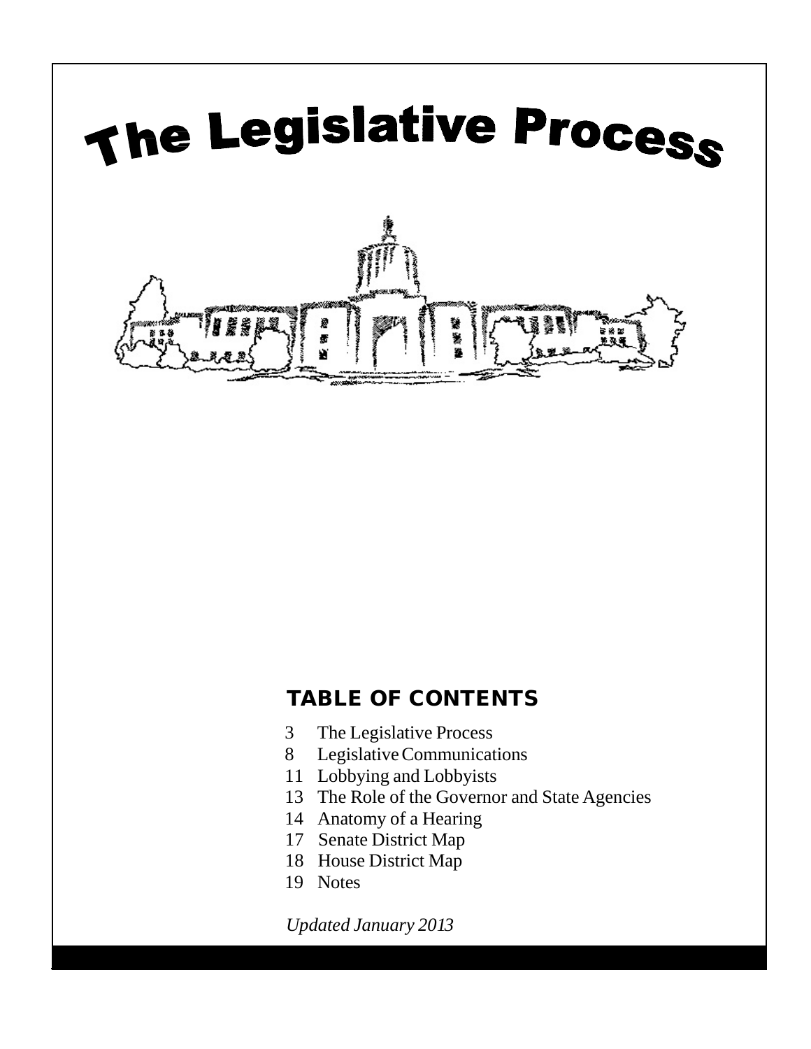# The Legislative Process

## TABLE OF CONTENTS

3 The Legislative Process
8 Legislative Communications
11 Lobbying and Lobbyists
13 The Role of the Governor and State Agencies
14 Anatomy of a Hearing
17 Senate District Map
18 House District Map
19 Notes

*Updated January 2013*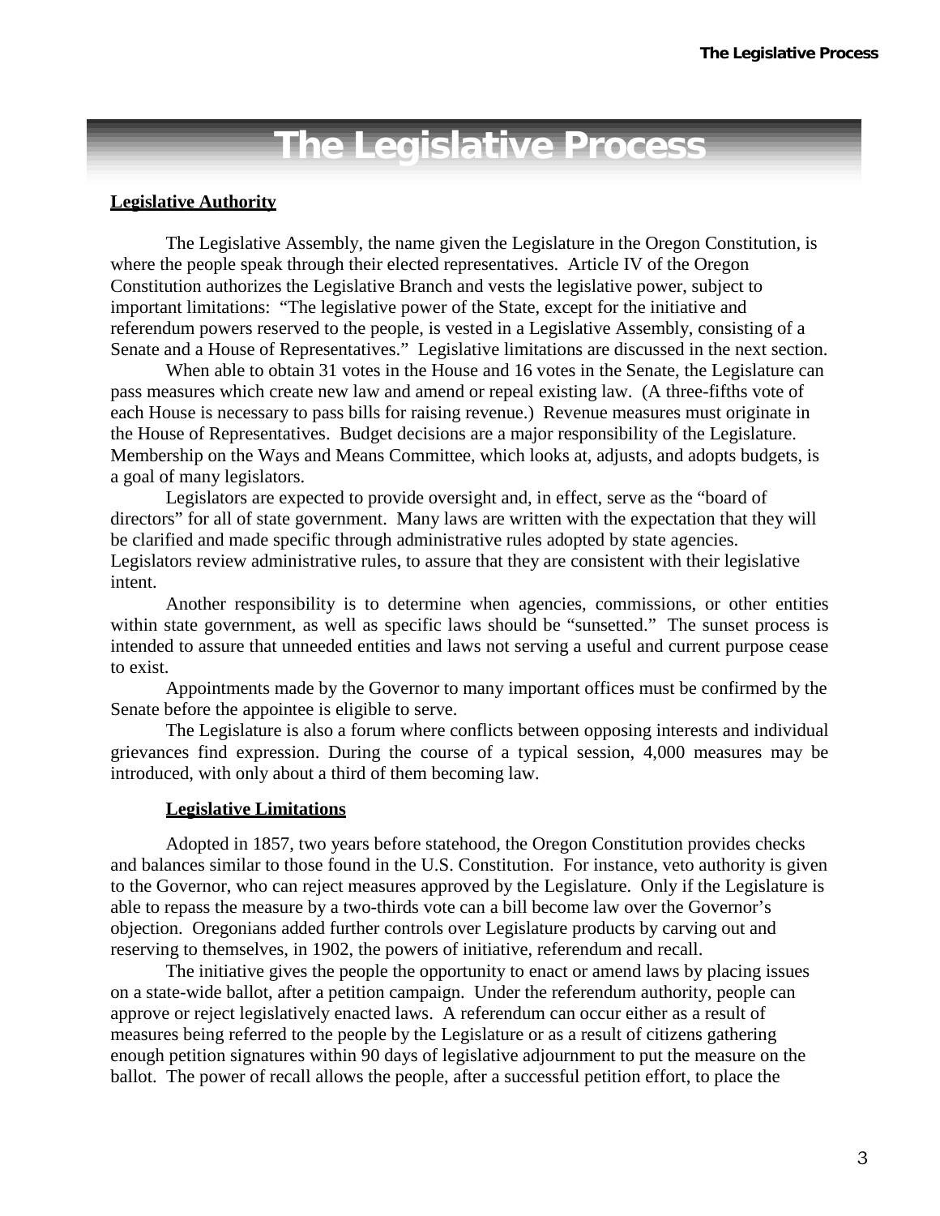# The Legislative Process

## Legislative Authority

The Legislative Assembly, the name given the Legislature in the Oregon Constitution, is where the people speak through their elected representatives. Article IV of the Oregon Constitution authorizes the Legislative Branch and vests the legislative power, subject to important limitations: "The legislative power of the State, except for the initiative and referendum powers reserved to the people, is vested in a Legislative Assembly, consisting of a Senate and a House of Representatives." Legislative limitations are discussed in the next section.

When able to obtain 31 votes in the House and 16 votes in the Senate, the Legislature can pass measures which create new law and amend or repeal existing law. (A three-fifths vote of each House is necessary to pass bills for raising revenue.) Revenue measures must originate in the House of Representatives. Budget decisions are a major responsibility of the Legislature. Membership on the Ways and Means Committee, which looks at, adjusts, and adopts budgets, is a goal of many legislators.

Legislators are expected to provide oversight and, in effect, serve as the "board of directors" for all of state government. Many laws are written with the expectation that they will be clarified and made specific through administrative rules adopted by state agencies. Legislators review administrative rules, to assure that they are consistent with their legislative intent.

Another responsibility is to determine when agencies, commissions, or other entities within state government, as well as specific laws should be "sunsetted." The sunset process is intended to assure that unneeded entities and laws not serving a useful and current purpose cease to exist.

Appointments made by the Governor to many important offices must be confirmed by the Senate before the appointee is eligible to serve.

The Legislature is also a forum where conflicts between opposing interests and individual grievances find expression. During the course of a typical session, 4,000 measures may be introduced, with only about a third of them becoming law.

### Legislative Limitations

Adopted in 1857, two years before statehood, the Oregon Constitution provides checks and balances similar to those found in the U.S. Constitution. For instance, veto authority is given to the Governor, who can reject measures approved by the Legislature. Only if the Legislature is able to repass the measure by a two-thirds vote can a bill become law over the Governor's objection. Oregonians added further controls over Legislature products by carving out and reserving to themselves, in 1902, the powers of initiative, referendum and recall.

The initiative gives the people the opportunity to enact or amend laws by placing issues on a state-wide ballot, after a petition campaign. Under the referendum authority, people can approve or reject legislatively enacted laws. A referendum can occur either as a result of measures being referred to the people by the Legislature or as a result of citizens gathering enough petition signatures within 90 days of legislative adjournment to put the measure on the ballot. The power of recall allows the people, after a successful petition effort, to place the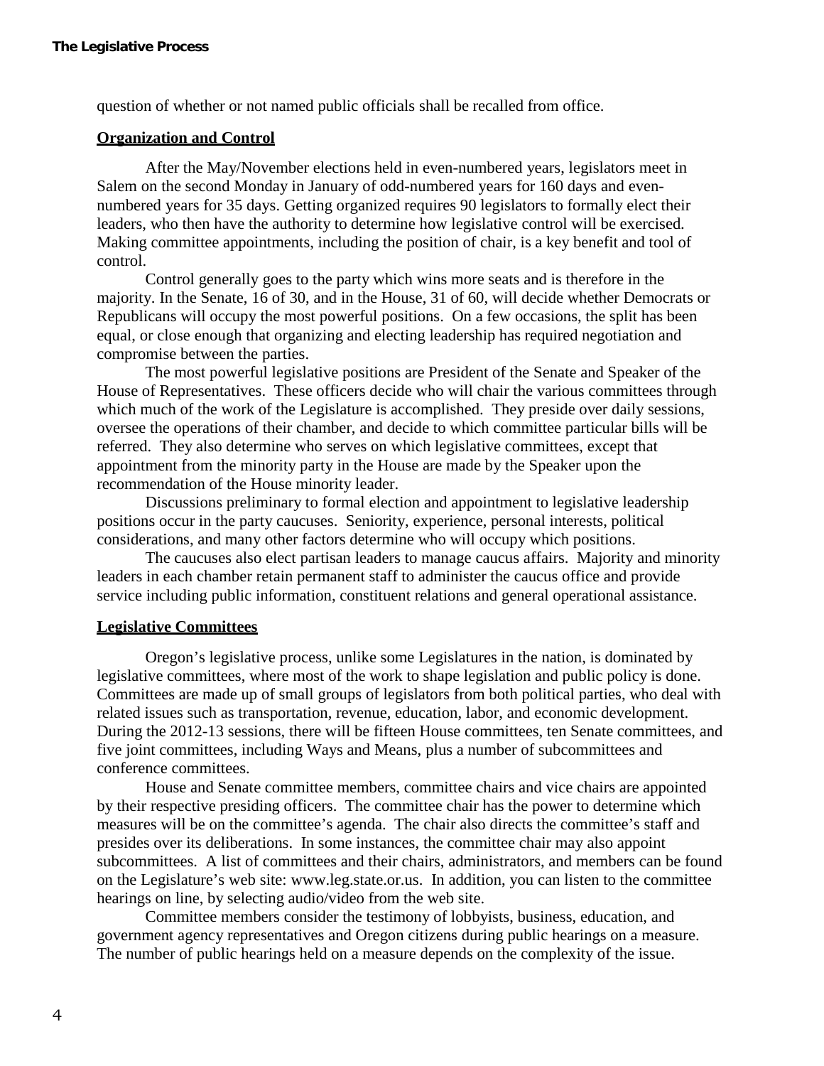question of whether or not named public officials shall be recalled from office.

## Organization and Control

After the May/November elections held in even-numbered years, legislators meet in Salem on the second Monday in January of odd-numbered years for 160 days and even-numbered years for 35 days. Getting organized requires 90 legislators to formally elect their leaders, who then have the authority to determine how legislative control will be exercised. Making committee appointments, including the position of chair, is a key benefit and tool of control.

Control generally goes to the party which wins more seats and is therefore in the majority. In the Senate, 16 of 30, and in the House, 31 of 60, will decide whether Democrats or Republicans will occupy the most powerful positions. On a few occasions, the split has been equal, or close enough that organizing and electing leadership has required negotiation and compromise between the parties.

The most powerful legislative positions are President of the Senate and Speaker of the House of Representatives. These officers decide who will chair the various committees through which much of the work of the Legislature is accomplished. They preside over daily sessions, oversee the operations of their chamber, and decide to which committee particular bills will be referred. They also determine who serves on which legislative committees, except that appointment from the minority party in the House are made by the Speaker upon the recommendation of the House minority leader.

Discussions preliminary to formal election and appointment to legislative leadership positions occur in the party caucuses. Seniority, experience, personal interests, political considerations, and many other factors determine who will occupy which positions.

The caucuses also elect partisan leaders to manage caucus affairs. Majority and minority leaders in each chamber retain permanent staff to administer the caucus office and provide service including public information, constituent relations and general operational assistance.

## Legislative Committees

Oregon's legislative process, unlike some Legislatures in the nation, is dominated by legislative committees, where most of the work to shape legislation and public policy is done. Committees are made up of small groups of legislators from both political parties, who deal with related issues such as transportation, revenue, education, labor, and economic development. During the 2012-13 sessions, there will be fifteen House committees, ten Senate committees, and five joint committees, including Ways and Means, plus a number of subcommittees and conference committees.

House and Senate committee members, committee chairs and vice chairs are appointed by their respective presiding officers. The committee chair has the power to determine which measures will be on the committee's agenda. The chair also directs the committee's staff and presides over its deliberations. In some instances, the committee chair may also appoint subcommittees. A list of committees and their chairs, administrators, and members can be found on the Legislature's web site: www.leg.state.or.us. In addition, you can listen to the committee hearings on line, by selecting audio/video from the web site.

Committee members consider the testimony of lobbyists, business, education, and government agency representatives and Oregon citizens during public hearings on a measure. The number of public hearings held on a measure depends on the complexity of the issue.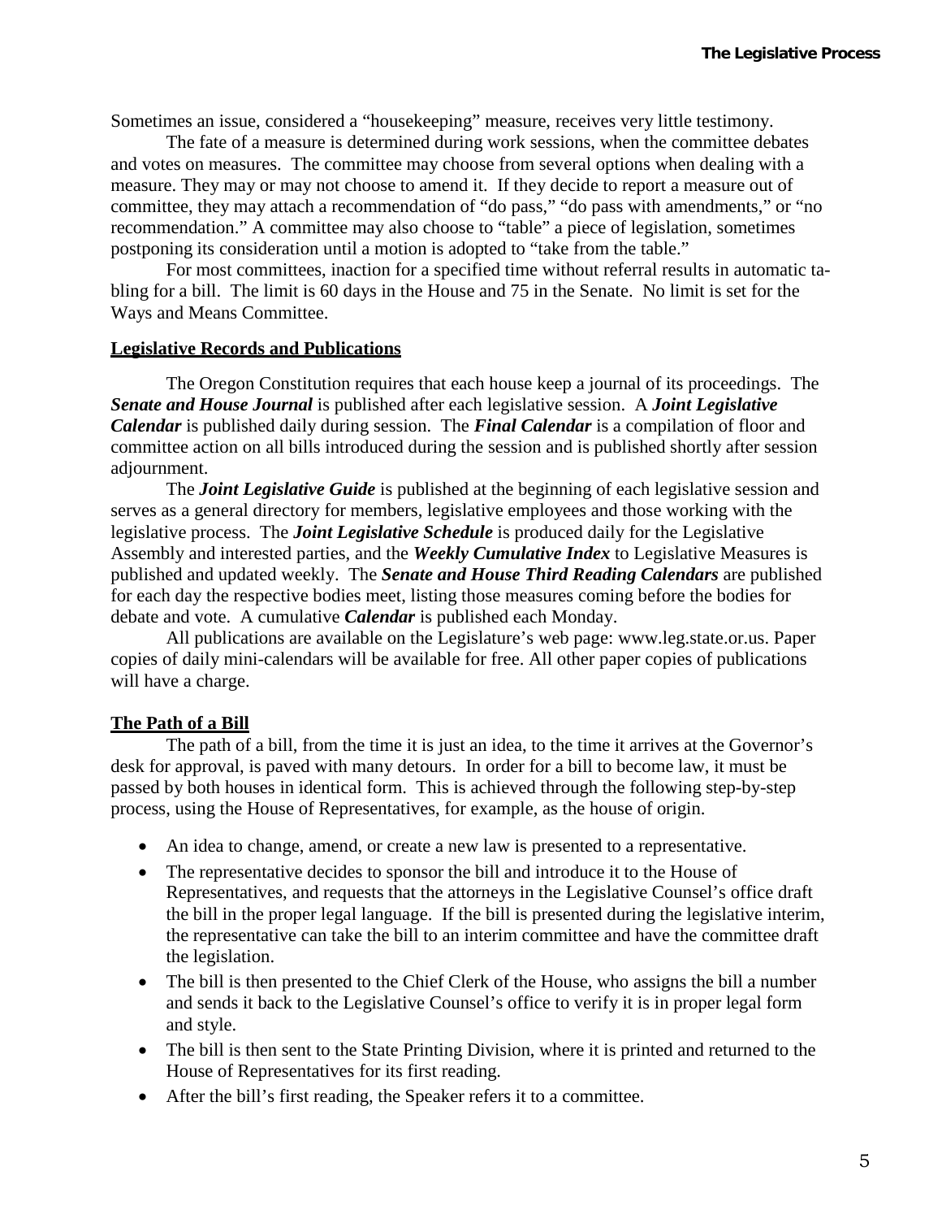Sometimes an issue, considered a "housekeeping" measure, receives very little testimony.

The fate of a measure is determined during work sessions, when the committee debates and votes on measures. The committee may choose from several options when dealing with a measure. They may or may not choose to amend it. If they decide to report a measure out of committee, they may attach a recommendation of "do pass," "do pass with amendments," or "no recommendation." A committee may also choose to "table" a piece of legislation, sometimes postponing its consideration until a motion is adopted to "take from the table."

For most committees, inaction for a specified time without referral results in automatic tabling for a bill. The limit is 60 days in the House and 75 in the Senate. No limit is set for the Ways and Means Committee.

## Legislative Records and Publications

The Oregon Constitution requires that each house keep a journal of its proceedings. The ***Senate and House Journal*** is published after each legislative session. A ***Joint Legislative Calendar*** is published daily during session. The ***Final Calendar*** is a compilation of floor and committee action on all bills introduced during the session and is published shortly after session adjournment.

The ***Joint Legislative Guide*** is published at the beginning of each legislative session and serves as a general directory for members, legislative employees and those working with the legislative process. The ***Joint Legislative Schedule*** is produced daily for the Legislative Assembly and interested parties, and the ***Weekly Cumulative Index*** to Legislative Measures is published and updated weekly. The ***Senate and House Third Reading Calendars*** are published for each day the respective bodies meet, listing those measures coming before the bodies for debate and vote. A cumulative ***Calendar*** is published each Monday.

All publications are available on the Legislature's web page: www.leg.state.or.us. Paper copies of daily mini-calendars will be available for free. All other paper copies of publications will have a charge.

## The Path of a Bill

The path of a bill, from the time it is just an idea, to the time it arrives at the Governor's desk for approval, is paved with many detours. In order for a bill to become law, it must be passed by both houses in identical form. This is achieved through the following step-by-step process, using the House of Representatives, for example, as the house of origin.

- An idea to change, amend, or create a new law is presented to a representative.
- The representative decides to sponsor the bill and introduce it to the House of Representatives, and requests that the attorneys in the Legislative Counsel's office draft the bill in the proper legal language. If the bill is presented during the legislative interim, the representative can take the bill to an interim committee and have the committee draft the legislation.
- The bill is then presented to the Chief Clerk of the House, who assigns the bill a number and sends it back to the Legislative Counsel's office to verify it is in proper legal form and style.
- The bill is then sent to the State Printing Division, where it is printed and returned to the House of Representatives for its first reading.
- After the bill's first reading, the Speaker refers it to a committee.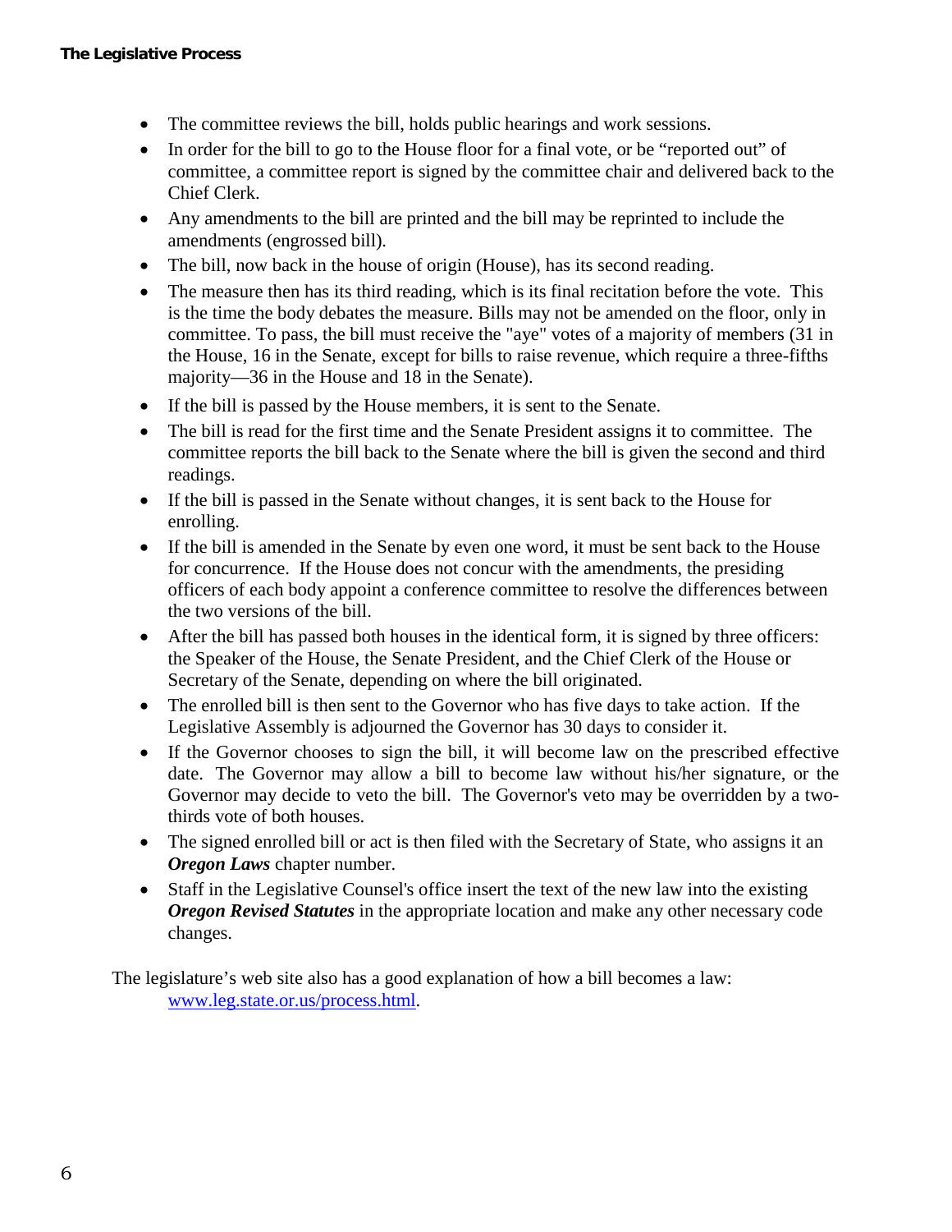- The committee reviews the bill, holds public hearings and work sessions.
- In order for the bill to go to the House floor for a final vote, or be "reported out" of committee, a committee report is signed by the committee chair and delivered back to the Chief Clerk.
- Any amendments to the bill are printed and the bill may be reprinted to include the amendments (engrossed bill).
- The bill, now back in the house of origin (House), has its second reading.
- The measure then has its third reading, which is its final recitation before the vote. This is the time the body debates the measure. Bills may not be amended on the floor, only in committee. To pass, the bill must receive the "aye" votes of a majority of members (31 in the House, 16 in the Senate, except for bills to raise revenue, which require a three-fifths majority—36 in the House and 18 in the Senate).
- If the bill is passed by the House members, it is sent to the Senate.
- The bill is read for the first time and the Senate President assigns it to committee. The committee reports the bill back to the Senate where the bill is given the second and third readings.
- If the bill is passed in the Senate without changes, it is sent back to the House for enrolling.
- If the bill is amended in the Senate by even one word, it must be sent back to the House for concurrence. If the House does not concur with the amendments, the presiding officers of each body appoint a conference committee to resolve the differences between the two versions of the bill.
- After the bill has passed both houses in the identical form, it is signed by three officers: the Speaker of the House, the Senate President, and the Chief Clerk of the House or Secretary of the Senate, depending on where the bill originated.
- The enrolled bill is then sent to the Governor who has five days to take action. If the Legislative Assembly is adjourned the Governor has 30 days to consider it.
- If the Governor chooses to sign the bill, it will become law on the prescribed effective date. The Governor may allow a bill to become law without his/her signature, or the Governor may decide to veto the bill. The Governor's veto may be overridden by a two-thirds vote of both houses.
- The signed enrolled bill or act is then filed with the Secretary of State, who assigns it an ***Oregon Laws*** chapter number.
- Staff in the Legislative Counsel's office insert the text of the new law into the existing ***Oregon Revised Statutes*** in the appropriate location and make any other necessary code changes.

The legislature's web site also has a good explanation of how a bill becomes a law:
[www.leg.state.or.us/process.html](http://www.leg.state.or.us/process.html).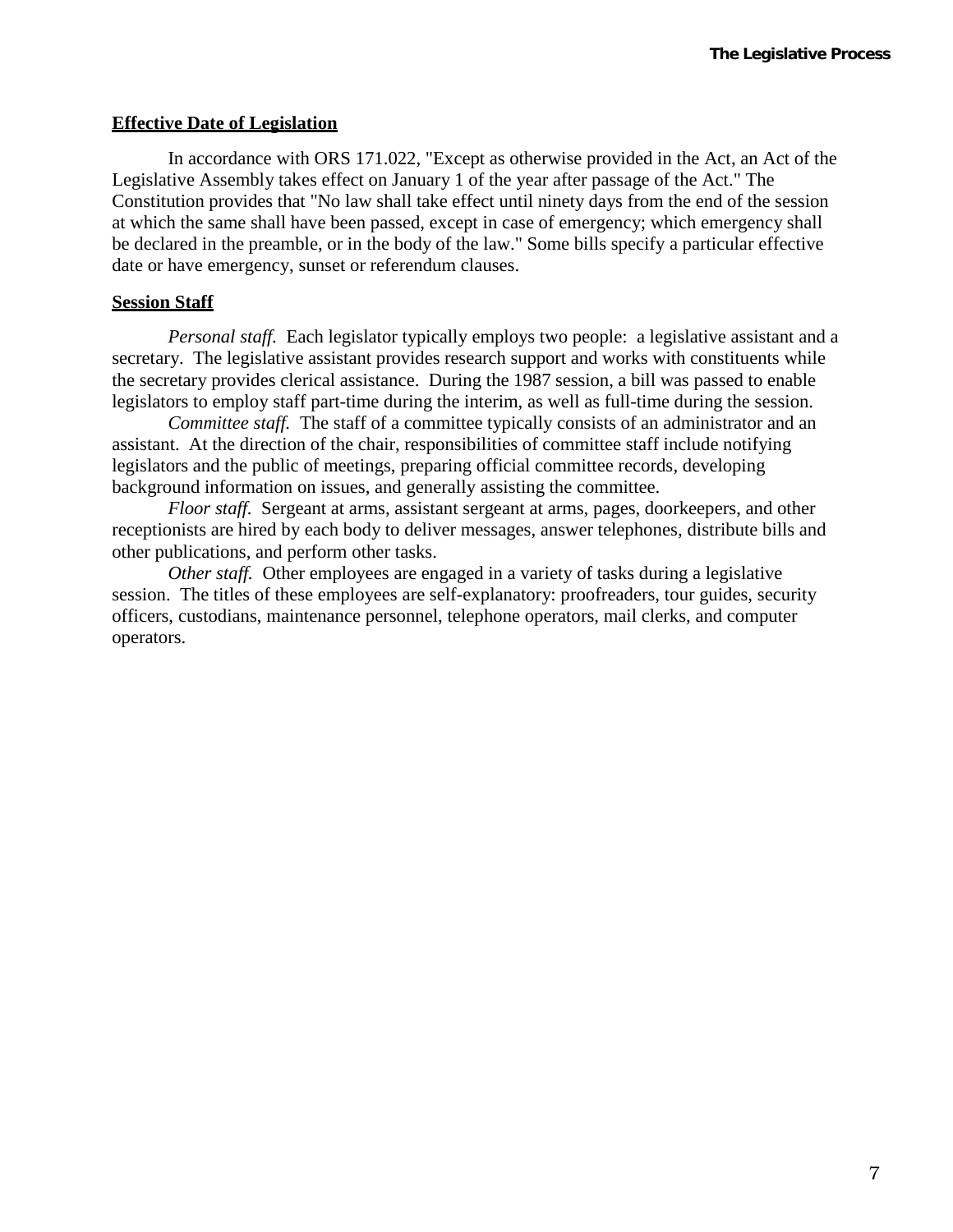## Effective Date of Legislation

In accordance with ORS 171.022, "Except as otherwise provided in the Act, an Act of the Legislative Assembly takes effect on January 1 of the year after passage of the Act." The Constitution provides that "No law shall take effect until ninety days from the end of the session at which the same shall have been passed, except in case of emergency; which emergency shall be declared in the preamble, or in the body of the law." Some bills specify a particular effective date or have emergency, sunset or referendum clauses.

## Session Staff

*Personal staff.* Each legislator typically employs two people: a legislative assistant and a secretary. The legislative assistant provides research support and works with constituents while the secretary provides clerical assistance. During the 1987 session, a bill was passed to enable legislators to employ staff part-time during the interim, as well as full-time during the session.

*Committee staff.* The staff of a committee typically consists of an administrator and an assistant. At the direction of the chair, responsibilities of committee staff include notifying legislators and the public of meetings, preparing official committee records, developing background information on issues, and generally assisting the committee.

*Floor staff.* Sergeant at arms, assistant sergeant at arms, pages, doorkeepers, and other receptionists are hired by each body to deliver messages, answer telephones, distribute bills and other publications, and perform other tasks.

*Other staff.* Other employees are engaged in a variety of tasks during a legislative session. The titles of these employees are self-explanatory: proofreaders, tour guides, security officers, custodians, maintenance personnel, telephone operators, mail clerks, and computer operators.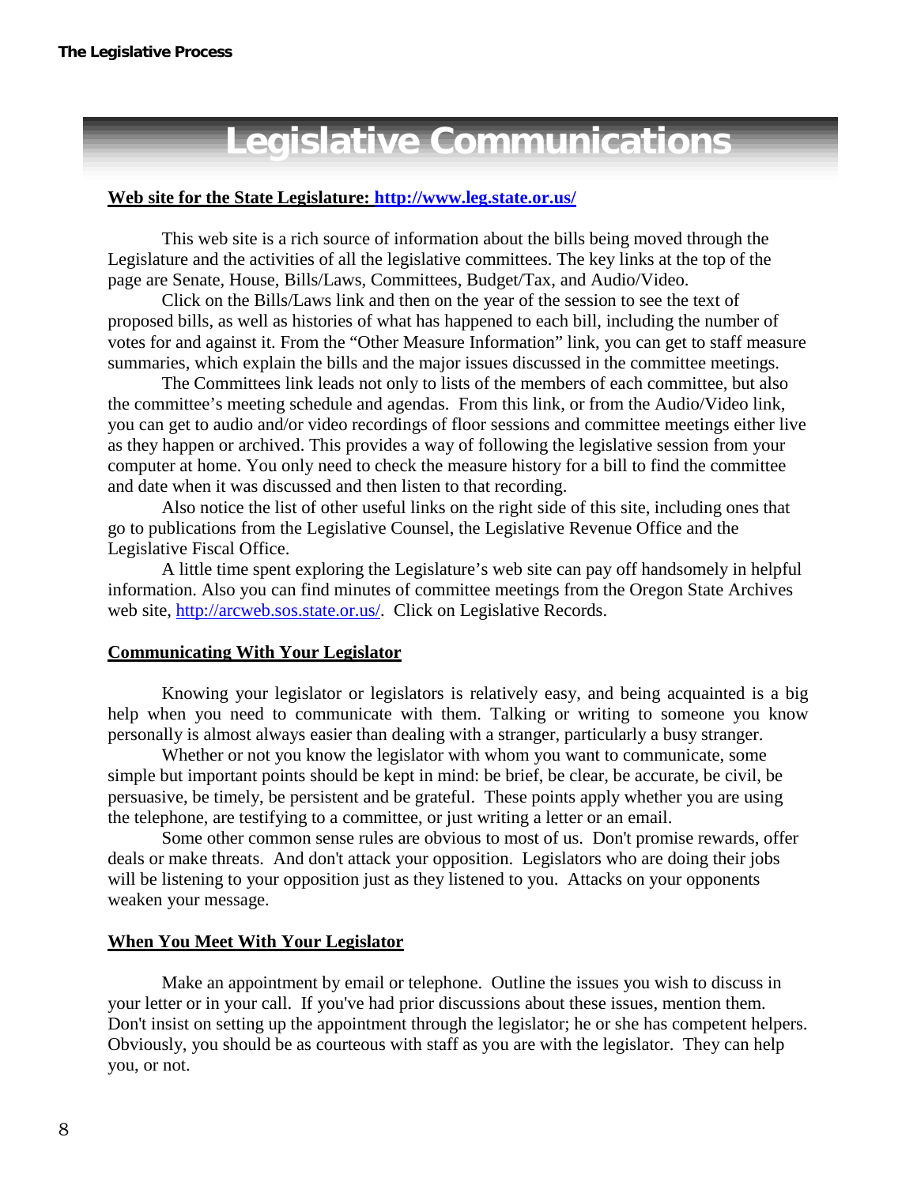# Legislative Communications

**Web site for the State Legislature: http://www.leg.state.or.us/**

This web site is a rich source of information about the bills being moved through the Legislature and the activities of all the legislative committees. The key links at the top of the page are Senate, House, Bills/Laws, Committees, Budget/Tax, and Audio/Video.

Click on the Bills/Laws link and then on the year of the session to see the text of proposed bills, as well as histories of what has happened to each bill, including the number of votes for and against it. From the “Other Measure Information” link, you can get to staff measure summaries, which explain the bills and the major issues discussed in the committee meetings.

The Committees link leads not only to lists of the members of each committee, but also the committee’s meeting schedule and agendas. From this link, or from the Audio/Video link, you can get to audio and/or video recordings of floor sessions and committee meetings either live as they happen or archived. This provides a way of following the legislative session from your computer at home. You only need to check the measure history for a bill to find the committee and date when it was discussed and then listen to that recording.

Also notice the list of other useful links on the right side of this site, including ones that go to publications from the Legislative Counsel, the Legislative Revenue Office and the Legislative Fiscal Office.

A little time spent exploring the Legislature’s web site can pay off handsomely in helpful information. Also you can find minutes of committee meetings from the Oregon State Archives web site, http://arcweb.sos.state.or.us/. Click on Legislative Records.

## Communicating With Your Legislator

Knowing your legislator or legislators is relatively easy, and being acquainted is a big help when you need to communicate with them. Talking or writing to someone you know personally is almost always easier than dealing with a stranger, particularly a busy stranger.

Whether or not you know the legislator with whom you want to communicate, some simple but important points should be kept in mind: be brief, be clear, be accurate, be civil, be persuasive, be timely, be persistent and be grateful. These points apply whether you are using the telephone, are testifying to a committee, or just writing a letter or an email.

Some other common sense rules are obvious to most of us. Don't promise rewards, offer deals or make threats. And don't attack your opposition. Legislators who are doing their jobs will be listening to your opposition just as they listened to you. Attacks on your opponents weaken your message.

## When You Meet With Your Legislator

Make an appointment by email or telephone. Outline the issues you wish to discuss in your letter or in your call. If you've had prior discussions about these issues, mention them. Don't insist on setting up the appointment through the legislator; he or she has competent helpers. Obviously, you should be as courteous with staff as you are with the legislator. They can help you, or not.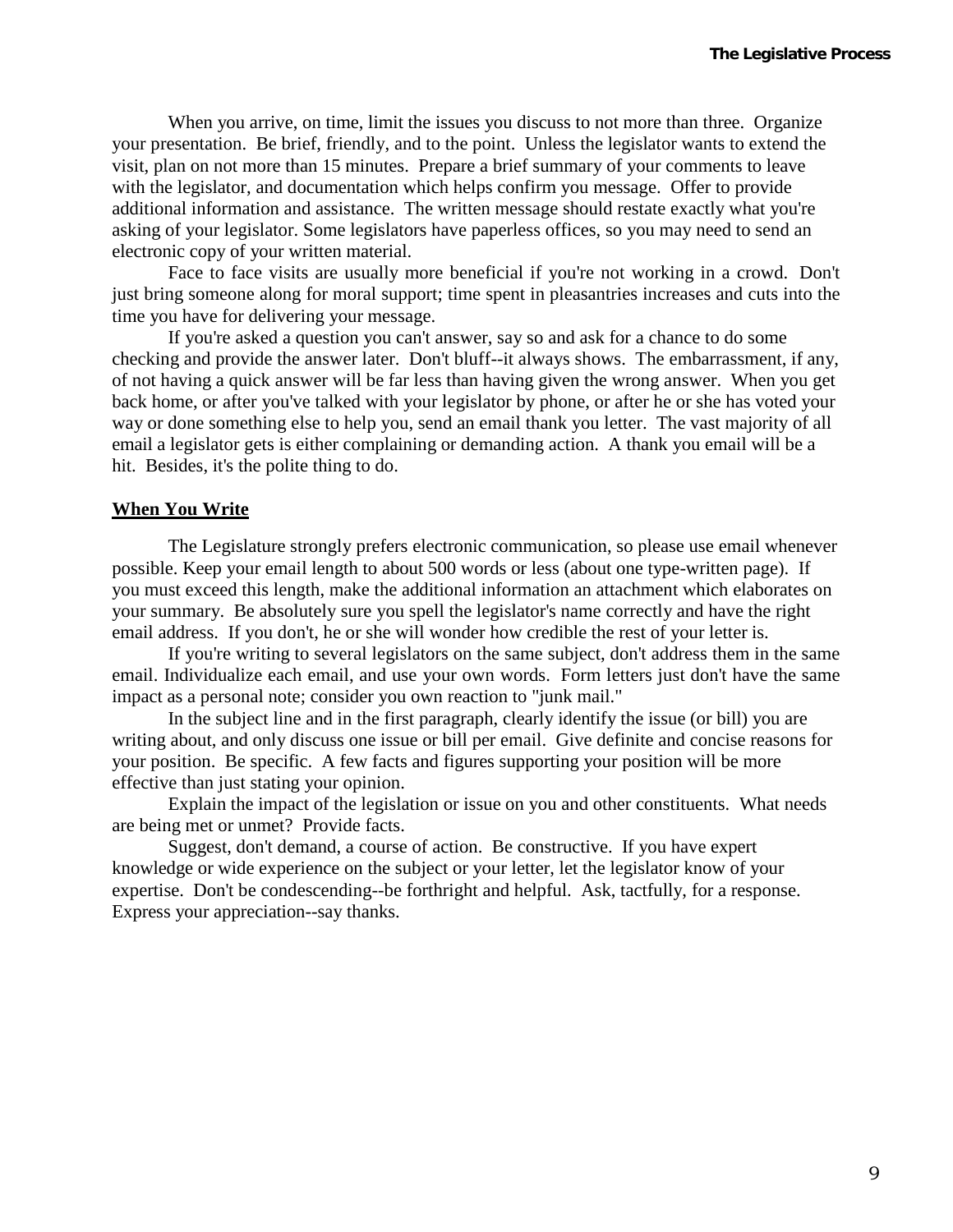When you arrive, on time, limit the issues you discuss to not more than three. Organize your presentation. Be brief, friendly, and to the point. Unless the legislator wants to extend the visit, plan on not more than 15 minutes. Prepare a brief summary of your comments to leave with the legislator, and documentation which helps confirm you message. Offer to provide additional information and assistance. The written message should restate exactly what you're asking of your legislator. Some legislators have paperless offices, so you may need to send an electronic copy of your written material.

Face to face visits are usually more beneficial if you're not working in a crowd. Don't just bring someone along for moral support; time spent in pleasantries increases and cuts into the time you have for delivering your message.

If you're asked a question you can't answer, say so and ask for a chance to do some checking and provide the answer later. Don't bluff--it always shows. The embarrassment, if any, of not having a quick answer will be far less than having given the wrong answer. When you get back home, or after you've talked with your legislator by phone, or after he or she has voted your way or done something else to help you, send an email thank you letter. The vast majority of all email a legislator gets is either complaining or demanding action. A thank you email will be a hit. Besides, it's the polite thing to do.

## When You Write

The Legislature strongly prefers electronic communication, so please use email whenever possible. Keep your email length to about 500 words or less (about one type-written page). If you must exceed this length, make the additional information an attachment which elaborates on your summary. Be absolutely sure you spell the legislator's name correctly and have the right email address. If you don't, he or she will wonder how credible the rest of your letter is.

If you're writing to several legislators on the same subject, don't address them in the same email. Individualize each email, and use your own words. Form letters just don't have the same impact as a personal note; consider you own reaction to "junk mail."

In the subject line and in the first paragraph, clearly identify the issue (or bill) you are writing about, and only discuss one issue or bill per email. Give definite and concise reasons for your position. Be specific. A few facts and figures supporting your position will be more effective than just stating your opinion.

Explain the impact of the legislation or issue on you and other constituents. What needs are being met or unmet? Provide facts.

Suggest, don't demand, a course of action. Be constructive. If you have expert knowledge or wide experience on the subject or your letter, let the legislator know of your expertise. Don't be condescending--be forthright and helpful. Ask, tactfully, for a response. Express your appreciation--say thanks.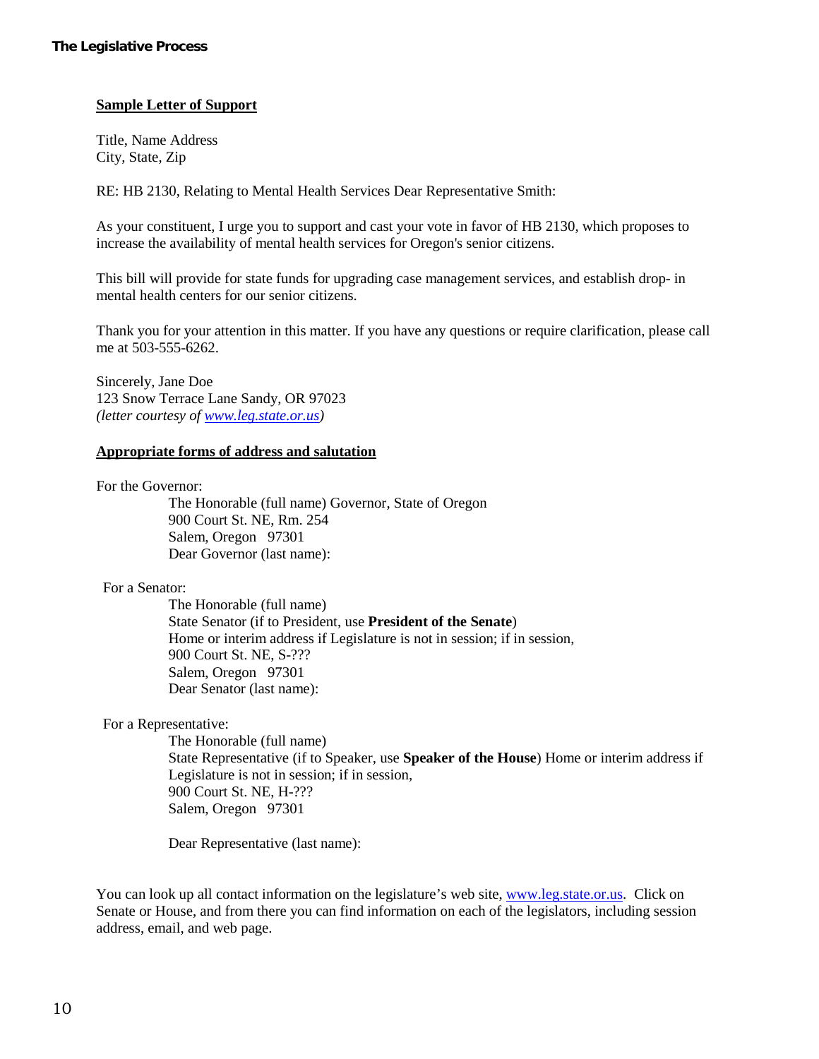**Sample Letter of Support**

Title, Name Address
City, State, Zip

RE: HB 2130, Relating to Mental Health Services Dear Representative Smith:

As your constituent, I urge you to support and cast your vote in favor of HB 2130, which proposes to increase the availability of mental health services for Oregon's senior citizens.

This bill will provide for state funds for upgrading case management services, and establish drop- in mental health centers for our senior citizens.

Thank you for your attention in this matter. If you have any questions or require clarification, please call me at 503-555-6262.

Sincerely, Jane Doe
123 Snow Terrace Lane Sandy, OR 97023
*(letter courtesy of [www.leg.state.or.us](http://www.leg.state.or.us))*

**Appropriate forms of address and salutation**

For the Governor:

> The Honorable (full name) Governor, State of Oregon
> 900 Court St. NE, Rm. 254
> Salem, Oregon 97301
> Dear Governor (last name):

For a Senator:

> The Honorable (full name)
> State Senator (if to President, use **President of the Senate**)
> Home or interim address if Legislature is not in session; if in session,
> 900 Court St. NE, S-???
> Salem, Oregon 97301
> Dear Senator (last name):

For a Representative:

> The Honorable (full name)
> State Representative (if to Speaker, use **Speaker of the House**) Home or interim address if Legislature is not in session; if in session,
> 900 Court St. NE, H-???
> Salem, Oregon 97301
>
> Dear Representative (last name):

You can look up all contact information on the legislature's web site, [www.leg.state.or.us](http://www.leg.state.or.us). Click on Senate or House, and from there you can find information on each of the legislators, including session address, email, and web page.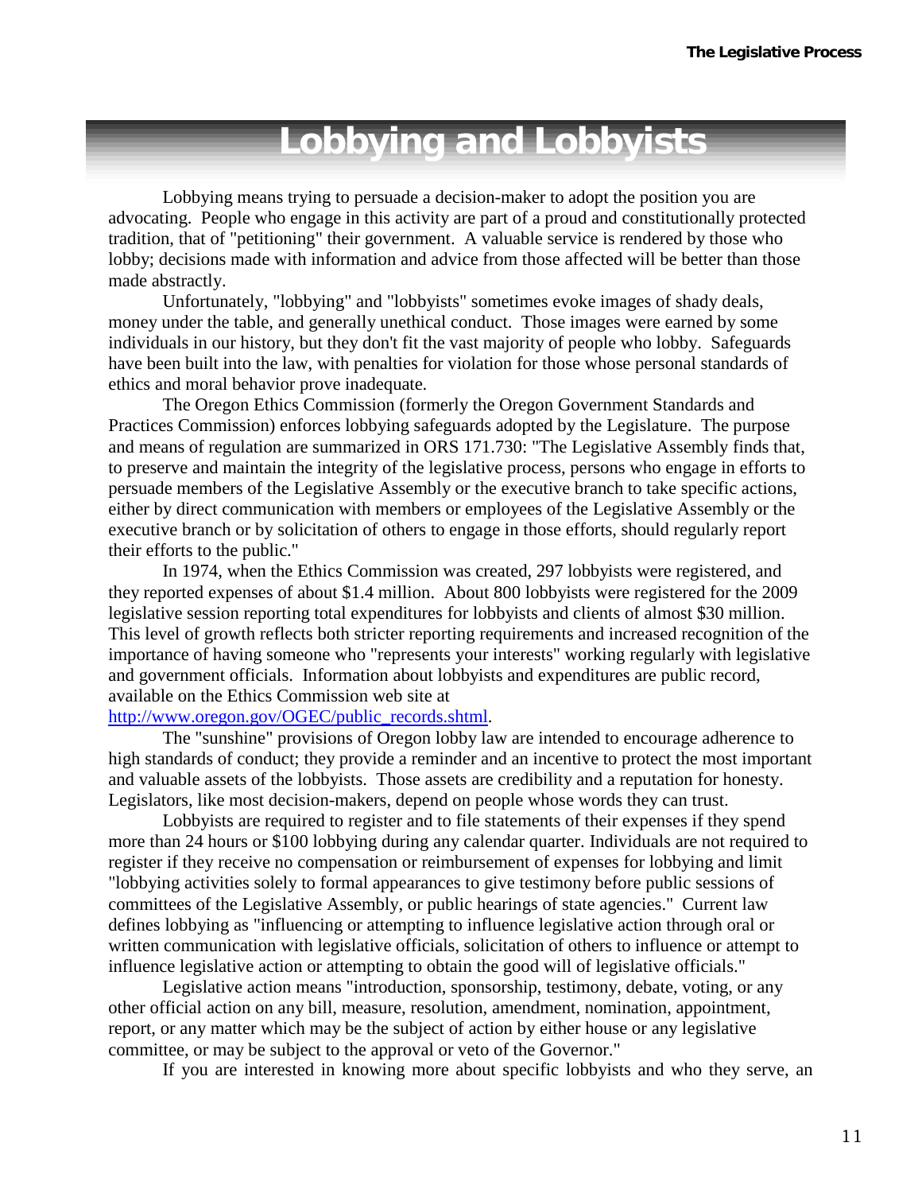# Lobbying and Lobbyists

Lobbying means trying to persuade a decision-maker to adopt the position you are advocating. People who engage in this activity are part of a proud and constitutionally protected tradition, that of "petitioning" their government. A valuable service is rendered by those who lobby; decisions made with information and advice from those affected will be better than those made abstractly.

Unfortunately, "lobbying" and "lobbyists" sometimes evoke images of shady deals, money under the table, and generally unethical conduct. Those images were earned by some individuals in our history, but they don't fit the vast majority of people who lobby. Safeguards have been built into the law, with penalties for violation for those whose personal standards of ethics and moral behavior prove inadequate.

The Oregon Ethics Commission (formerly the Oregon Government Standards and Practices Commission) enforces lobbying safeguards adopted by the Legislature. The purpose and means of regulation are summarized in ORS 171.730: "The Legislative Assembly finds that, to preserve and maintain the integrity of the legislative process, persons who engage in efforts to persuade members of the Legislative Assembly or the executive branch to take specific actions, either by direct communication with members or employees of the Legislative Assembly or the executive branch or by solicitation of others to engage in those efforts, should regularly report their efforts to the public."

In 1974, when the Ethics Commission was created, 297 lobbyists were registered, and they reported expenses of about $1.4 million. About 800 lobbyists were registered for the 2009 legislative session reporting total expenditures for lobbyists and clients of almost $30 million. This level of growth reflects both stricter reporting requirements and increased recognition of the importance of having someone who "represents your interests" working regularly with legislative and government officials. Information about lobbyists and expenditures are public record, available on the Ethics Commission web site at [http://www.oregon.gov/OGEC/public_records.shtml](http://www.oregon.gov/OGEC/public_records.shtml).

The "sunshine" provisions of Oregon lobby law are intended to encourage adherence to high standards of conduct; they provide a reminder and an incentive to protect the most important and valuable assets of the lobbyists. Those assets are credibility and a reputation for honesty. Legislators, like most decision-makers, depend on people whose words they can trust.

Lobbyists are required to register and to file statements of their expenses if they spend more than 24 hours or $100 lobbying during any calendar quarter. Individuals are not required to register if they receive no compensation or reimbursement of expenses for lobbying and limit "lobbying activities solely to formal appearances to give testimony before public sessions of committees of the Legislative Assembly, or public hearings of state agencies." Current law defines lobbying as "influencing or attempting to influence legislative action through oral or written communication with legislative officials, solicitation of others to influence or attempt to influence legislative action or attempting to obtain the good will of legislative officials."

Legislative action means "introduction, sponsorship, testimony, debate, voting, or any other official action on any bill, measure, resolution, amendment, nomination, appointment, report, or any matter which may be the subject of action by either house or any legislative committee, or may be subject to the approval or veto of the Governor."

If you are interested in knowing more about specific lobbyists and who they serve, an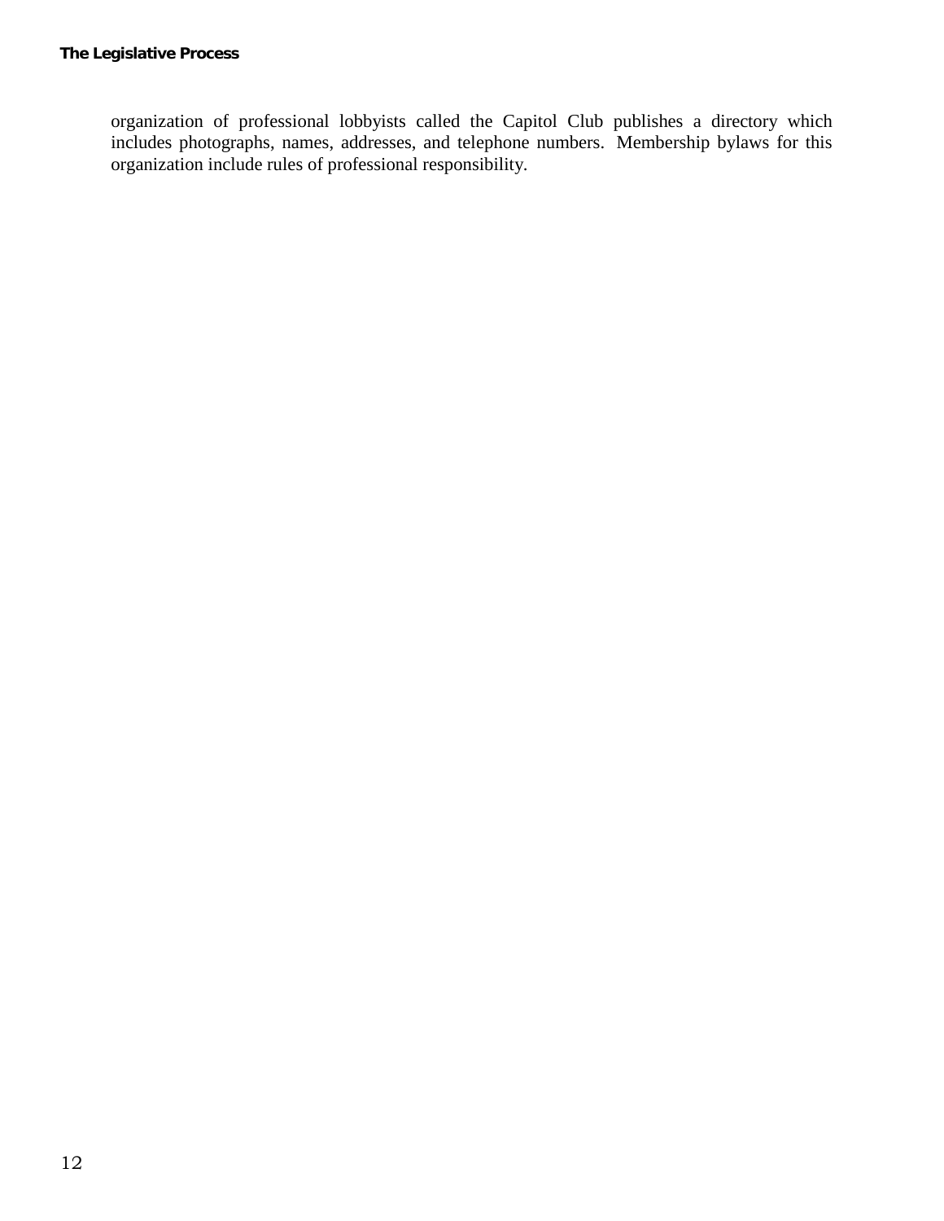organization of professional lobbyists called the Capitol Club publishes a directory which includes photographs, names, addresses, and telephone numbers. Membership bylaws for this organization include rules of professional responsibility.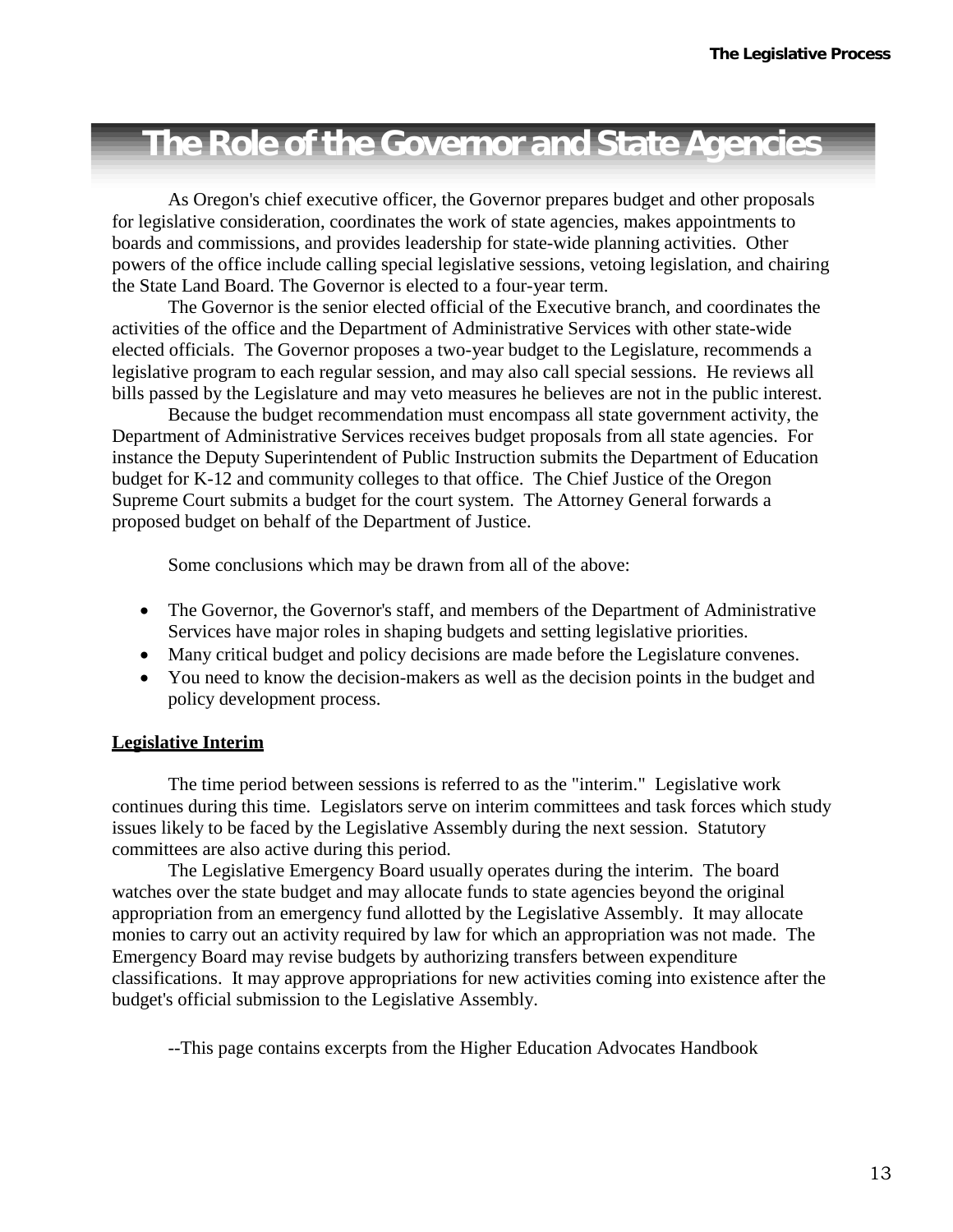# The Role of the Governor and State Agencies

As Oregon's chief executive officer, the Governor prepares budget and other proposals for legislative consideration, coordinates the work of state agencies, makes appointments to boards and commissions, and provides leadership for state-wide planning activities. Other powers of the office include calling special legislative sessions, vetoing legislation, and chairing the State Land Board. The Governor is elected to a four-year term.

The Governor is the senior elected official of the Executive branch, and coordinates the activities of the office and the Department of Administrative Services with other state-wide elected officials. The Governor proposes a two-year budget to the Legislature, recommends a legislative program to each regular session, and may also call special sessions. He reviews all bills passed by the Legislature and may veto measures he believes are not in the public interest.

Because the budget recommendation must encompass all state government activity, the Department of Administrative Services receives budget proposals from all state agencies. For instance the Deputy Superintendent of Public Instruction submits the Department of Education budget for K-12 and community colleges to that office. The Chief Justice of the Oregon Supreme Court submits a budget for the court system. The Attorney General forwards a proposed budget on behalf of the Department of Justice.

Some conclusions which may be drawn from all of the above:

- The Governor, the Governor's staff, and members of the Department of Administrative Services have major roles in shaping budgets and setting legislative priorities.
- Many critical budget and policy decisions are made before the Legislature convenes.
- You need to know the decision-makers as well as the decision points in the budget and policy development process.

## Legislative Interim

The time period between sessions is referred to as the "interim." Legislative work continues during this time. Legislators serve on interim committees and task forces which study issues likely to be faced by the Legislative Assembly during the next session. Statutory committees are also active during this period.

The Legislative Emergency Board usually operates during the interim. The board watches over the state budget and may allocate funds to state agencies beyond the original appropriation from an emergency fund allotted by the Legislative Assembly. It may allocate monies to carry out an activity required by law for which an appropriation was not made. The Emergency Board may revise budgets by authorizing transfers between expenditure classifications. It may approve appropriations for new activities coming into existence after the budget's official submission to the Legislative Assembly.

--This page contains excerpts from the Higher Education Advocates Handbook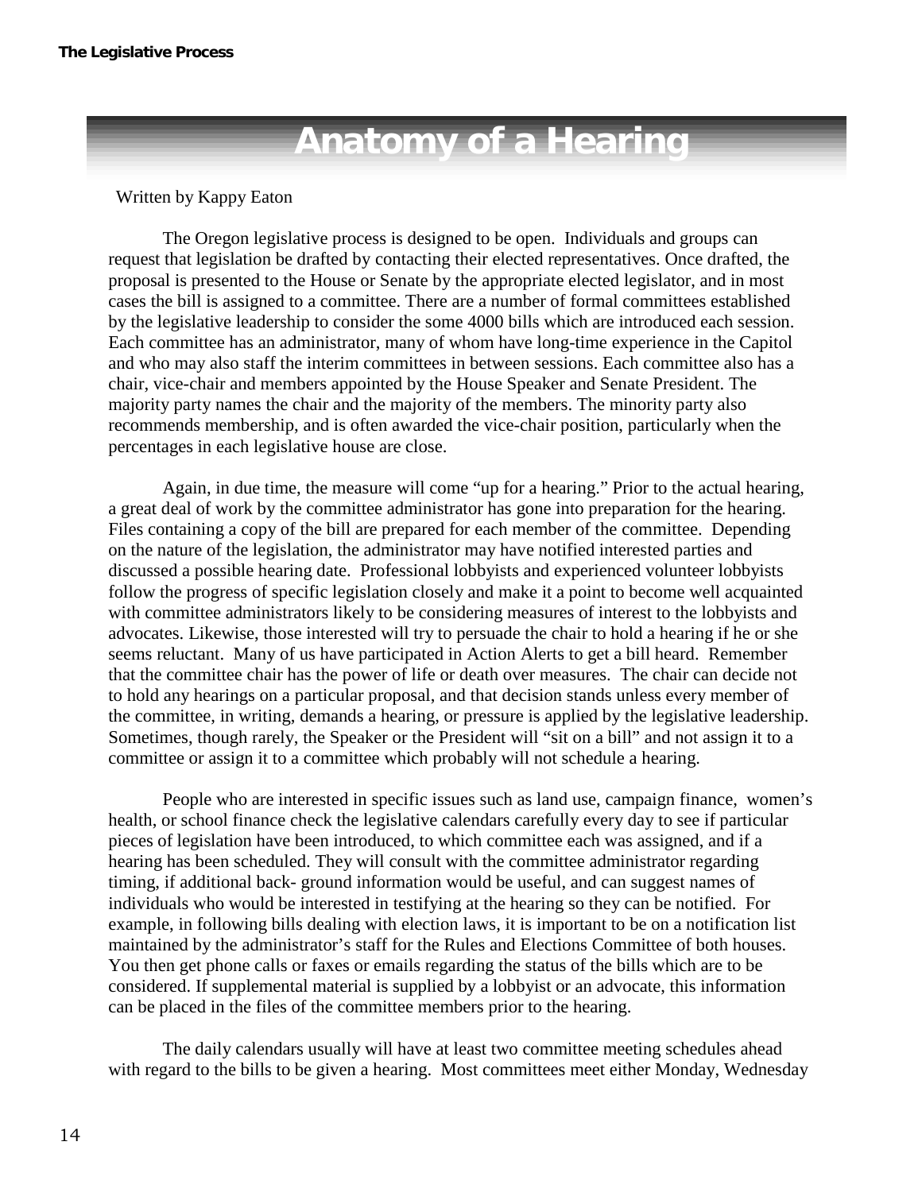# Anatomy of a Hearing

Written by Kappy Eaton

The Oregon legislative process is designed to be open. Individuals and groups can request that legislation be drafted by contacting their elected representatives. Once drafted, the proposal is presented to the House or Senate by the appropriate elected legislator, and in most cases the bill is assigned to a committee. There are a number of formal committees established by the legislative leadership to consider the some 4000 bills which are introduced each session. Each committee has an administrator, many of whom have long-time experience in the Capitol and who may also staff the interim committees in between sessions. Each committee also has a chair, vice-chair and members appointed by the House Speaker and Senate President. The majority party names the chair and the majority of the members. The minority party also recommends membership, and is often awarded the vice-chair position, particularly when the percentages in each legislative house are close.

Again, in due time, the measure will come "up for a hearing." Prior to the actual hearing, a great deal of work by the committee administrator has gone into preparation for the hearing. Files containing a copy of the bill are prepared for each member of the committee. Depending on the nature of the legislation, the administrator may have notified interested parties and discussed a possible hearing date. Professional lobbyists and experienced volunteer lobbyists follow the progress of specific legislation closely and make it a point to become well acquainted with committee administrators likely to be considering measures of interest to the lobbyists and advocates. Likewise, those interested will try to persuade the chair to hold a hearing if he or she seems reluctant. Many of us have participated in Action Alerts to get a bill heard. Remember that the committee chair has the power of life or death over measures. The chair can decide not to hold any hearings on a particular proposal, and that decision stands unless every member of the committee, in writing, demands a hearing, or pressure is applied by the legislative leadership. Sometimes, though rarely, the Speaker or the President will "sit on a bill" and not assign it to a committee or assign it to a committee which probably will not schedule a hearing.

People who are interested in specific issues such as land use, campaign finance, women's health, or school finance check the legislative calendars carefully every day to see if particular pieces of legislation have been introduced, to which committee each was assigned, and if a hearing has been scheduled. They will consult with the committee administrator regarding timing, if additional back- ground information would be useful, and can suggest names of individuals who would be interested in testifying at the hearing so they can be notified. For example, in following bills dealing with election laws, it is important to be on a notification list maintained by the administrator's staff for the Rules and Elections Committee of both houses. You then get phone calls or faxes or emails regarding the status of the bills which are to be considered. If supplemental material is supplied by a lobbyist or an advocate, this information can be placed in the files of the committee members prior to the hearing.

The daily calendars usually will have at least two committee meeting schedules ahead with regard to the bills to be given a hearing. Most committees meet either Monday, Wednesday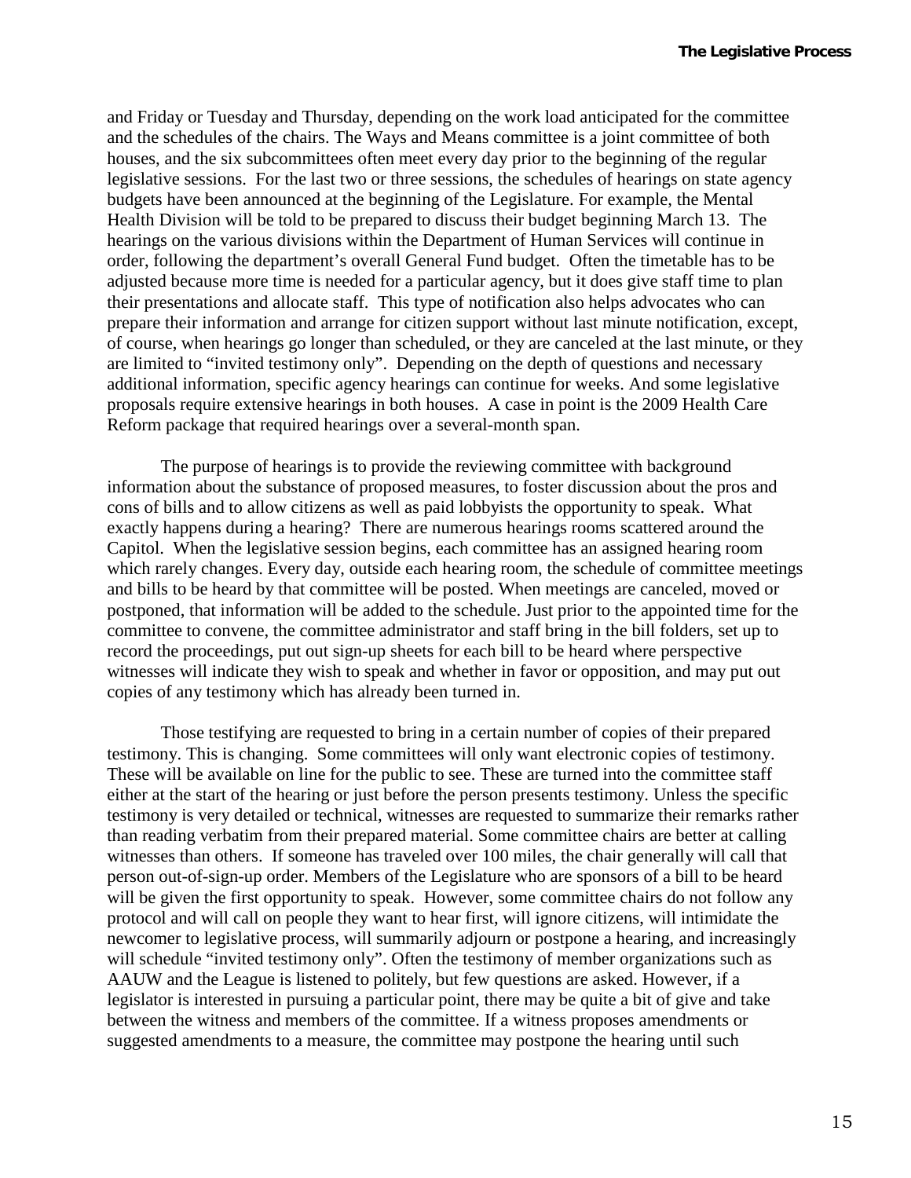and Friday or Tuesday and Thursday, depending on the work load anticipated for the committee and the schedules of the chairs. The Ways and Means committee is a joint committee of both houses, and the six subcommittees often meet every day prior to the beginning of the regular legislative sessions. For the last two or three sessions, the schedules of hearings on state agency budgets have been announced at the beginning of the Legislature. For example, the Mental Health Division will be told to be prepared to discuss their budget beginning March 13. The hearings on the various divisions within the Department of Human Services will continue in order, following the department's overall General Fund budget. Often the timetable has to be adjusted because more time is needed for a particular agency, but it does give staff time to plan their presentations and allocate staff. This type of notification also helps advocates who can prepare their information and arrange for citizen support without last minute notification, except, of course, when hearings go longer than scheduled, or they are canceled at the last minute, or they are limited to "invited testimony only". Depending on the depth of questions and necessary additional information, specific agency hearings can continue for weeks. And some legislative proposals require extensive hearings in both houses. A case in point is the 2009 Health Care Reform package that required hearings over a several-month span.

The purpose of hearings is to provide the reviewing committee with background information about the substance of proposed measures, to foster discussion about the pros and cons of bills and to allow citizens as well as paid lobbyists the opportunity to speak. What exactly happens during a hearing? There are numerous hearings rooms scattered around the Capitol. When the legislative session begins, each committee has an assigned hearing room which rarely changes. Every day, outside each hearing room, the schedule of committee meetings and bills to be heard by that committee will be posted. When meetings are canceled, moved or postponed, that information will be added to the schedule. Just prior to the appointed time for the committee to convene, the committee administrator and staff bring in the bill folders, set up to record the proceedings, put out sign-up sheets for each bill to be heard where perspective witnesses will indicate they wish to speak and whether in favor or opposition, and may put out copies of any testimony which has already been turned in.

Those testifying are requested to bring in a certain number of copies of their prepared testimony. This is changing. Some committees will only want electronic copies of testimony. These will be available on line for the public to see. These are turned into the committee staff either at the start of the hearing or just before the person presents testimony. Unless the specific testimony is very detailed or technical, witnesses are requested to summarize their remarks rather than reading verbatim from their prepared material. Some committee chairs are better at calling witnesses than others. If someone has traveled over 100 miles, the chair generally will call that person out-of-sign-up order. Members of the Legislature who are sponsors of a bill to be heard will be given the first opportunity to speak. However, some committee chairs do not follow any protocol and will call on people they want to hear first, will ignore citizens, will intimidate the newcomer to legislative process, will summarily adjourn or postpone a hearing, and increasingly will schedule "invited testimony only". Often the testimony of member organizations such as AAUW and the League is listened to politely, but few questions are asked. However, if a legislator is interested in pursuing a particular point, there may be quite a bit of give and take between the witness and members of the committee. If a witness proposes amendments or suggested amendments to a measure, the committee may postpone the hearing until such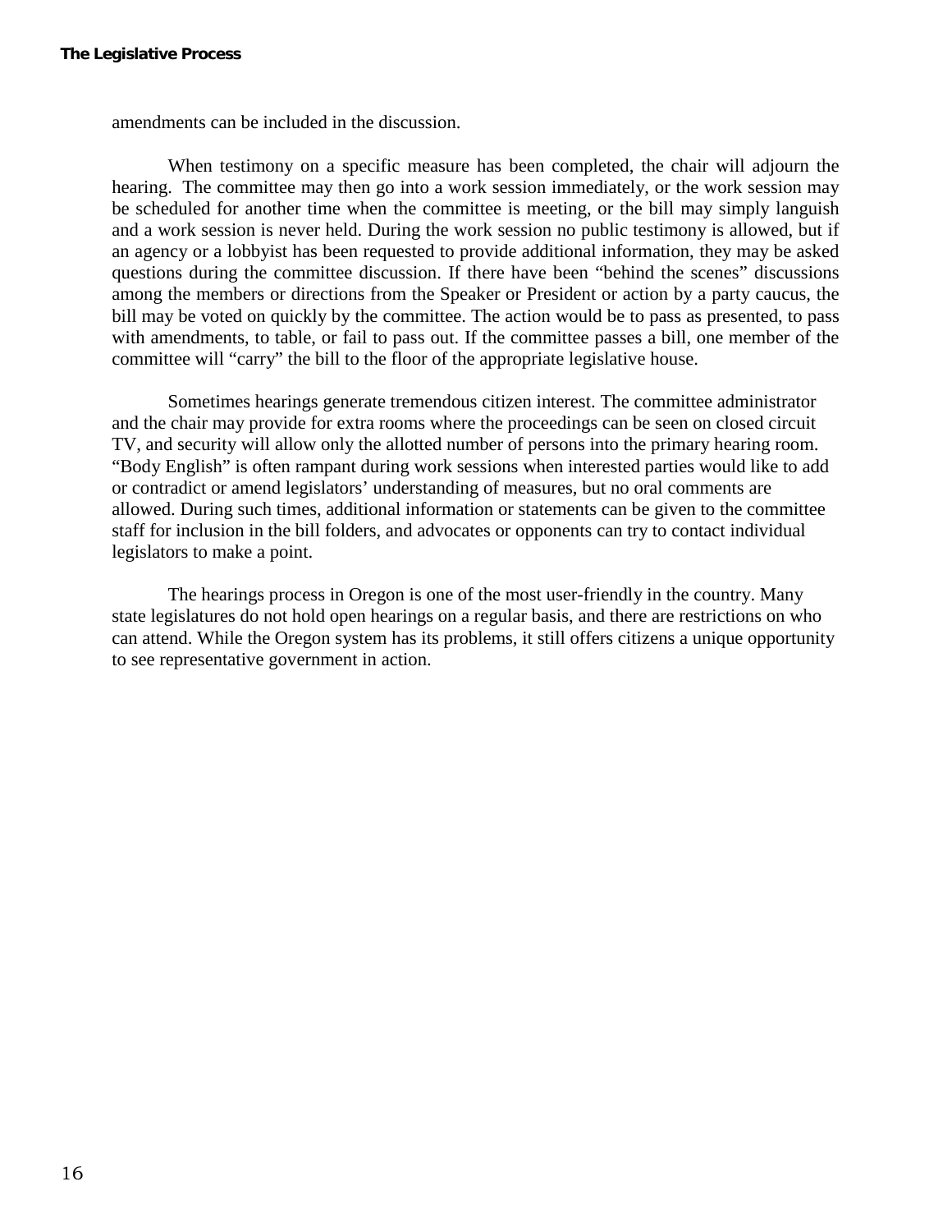amendments can be included in the discussion.

When testimony on a specific measure has been completed, the chair will adjourn the hearing. The committee may then go into a work session immediately, or the work session may be scheduled for another time when the committee is meeting, or the bill may simply languish and a work session is never held. During the work session no public testimony is allowed, but if an agency or a lobbyist has been requested to provide additional information, they may be asked questions during the committee discussion. If there have been "behind the scenes" discussions among the members or directions from the Speaker or President or action by a party caucus, the bill may be voted on quickly by the committee. The action would be to pass as presented, to pass with amendments, to table, or fail to pass out. If the committee passes a bill, one member of the committee will "carry" the bill to the floor of the appropriate legislative house.

Sometimes hearings generate tremendous citizen interest. The committee administrator and the chair may provide for extra rooms where the proceedings can be seen on closed circuit TV, and security will allow only the allotted number of persons into the primary hearing room. "Body English" is often rampant during work sessions when interested parties would like to add or contradict or amend legislators' understanding of measures, but no oral comments are allowed. During such times, additional information or statements can be given to the committee staff for inclusion in the bill folders, and advocates or opponents can try to contact individual legislators to make a point.

The hearings process in Oregon is one of the most user-friendly in the country. Many state legislatures do not hold open hearings on a regular basis, and there are restrictions on who can attend. While the Oregon system has its problems, it still offers citizens a unique opportunity to see representative government in action.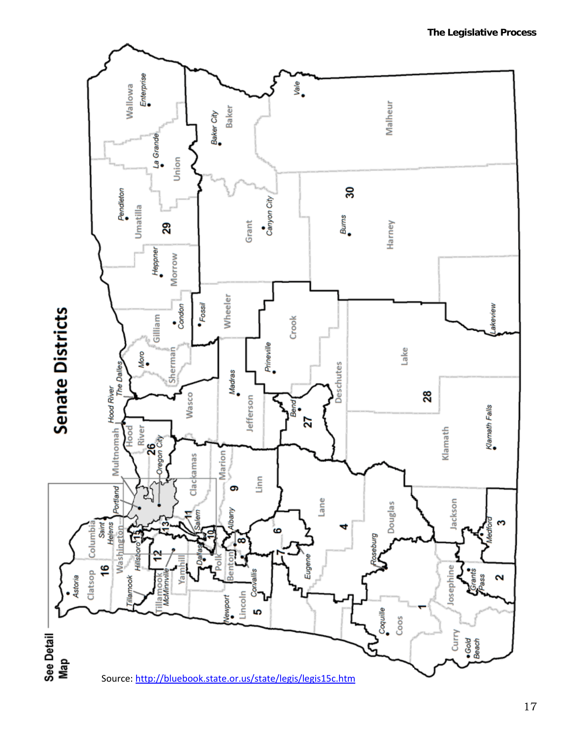## Senate Districts

See Detail Map

Source: http://bluebook.state.or.us/state/legis/legis15c.htm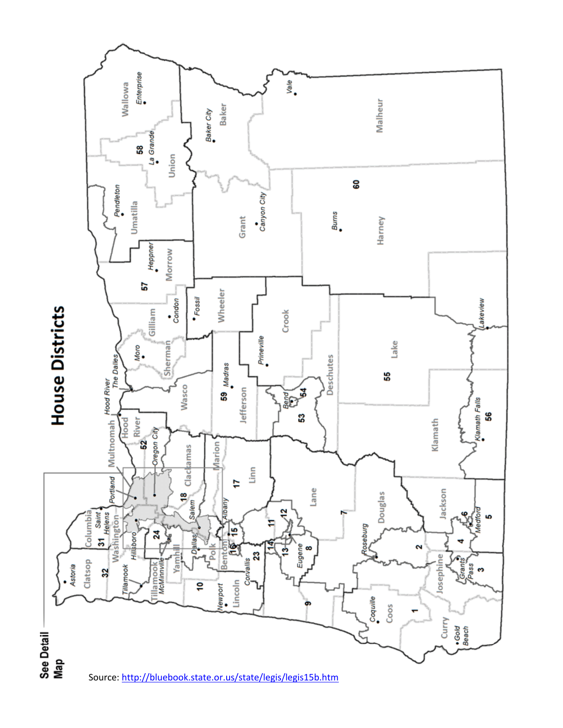# House Districts

See Detail Map

Source: http://bluebook.state.or.us/state/legis/legis15b.htm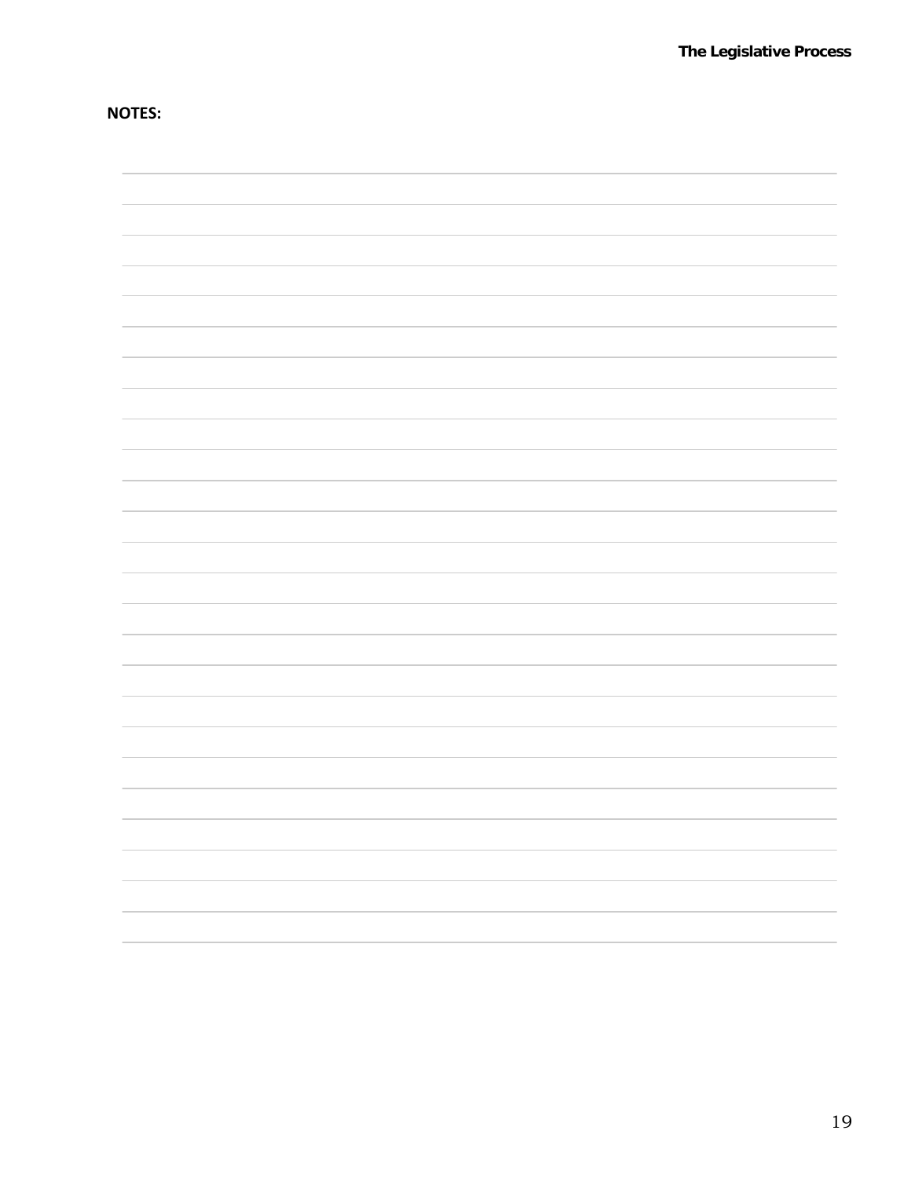**NOTES:**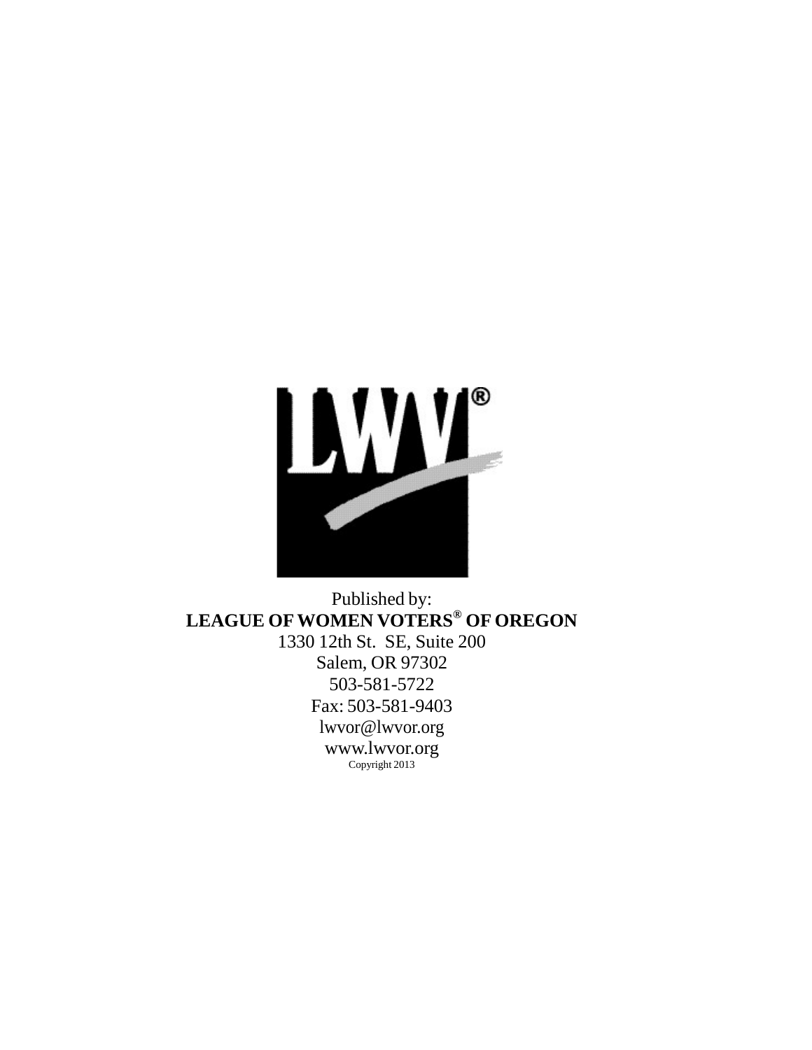Published by:

**LEAGUE OF WOMEN VOTERS® OF OREGON**

1330 12th St. SE, Suite 200

Salem, OR 97302

503-581-5722

Fax: 503-581-9403

lwvor@lwvor.org

www.lwvor.org

Copyright 2013